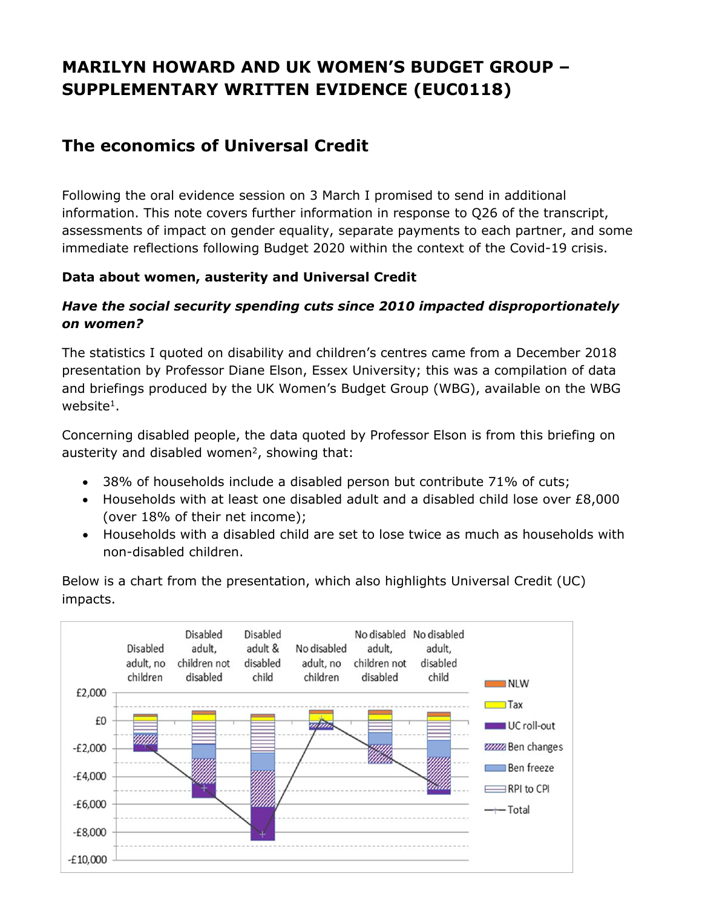# MARILYN HOWARD AND UK WOMEN'S BUDGET GROUP – SUPPLEMENTARY WRITTEN EVIDENCE (EUC0118)

## The economics of Universal Credit

Following the oral evidence session on 3 March I promised to send in additional information. This note covers further information in response to Q26 of the transcript, assessments of impact on gender equality, separate payments to each partner, and some immediate reflections following Budget 2020 within the context of the Covid-19 crisis.

**Data about women, austerity and Universal Credit**

***Have the social security spending cuts since 2010 impacted disproportionately on women?***

The statistics I quoted on disability and children's centres came from a December 2018 presentation by Professor Diane Elson, Essex University; this was a compilation of data and briefings produced by the UK Women's Budget Group (WBG), available on the WBG website[1].

Concerning disabled people, the data quoted by Professor Elson is from this briefing on austerity and disabled women[2], showing that:

- 38% of households include a disabled person but contribute 71% of cuts;
- Households with at least one disabled adult and a disabled child lose over £8,000 (over 18% of their net income);
- Households with a disabled child are set to lose twice as much as households with non-disabled children.

Below is a chart from the presentation, which also highlights Universal Credit (UC) impacts.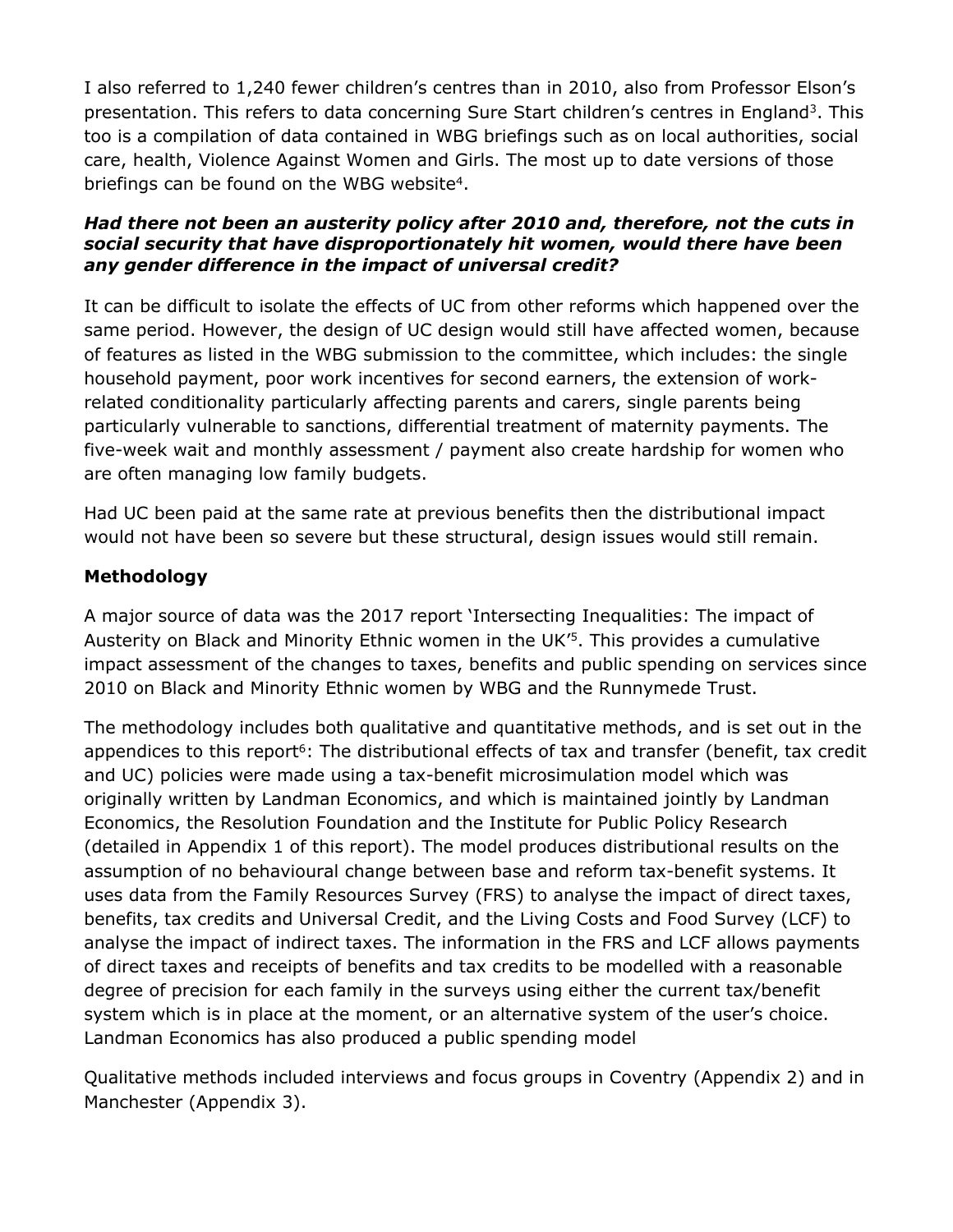I also referred to 1,240 fewer children's centres than in 2010, also from Professor Elson's presentation. This refers to data concerning Sure Start children's centres in England[3]. This too is a compilation of data contained in WBG briefings such as on local authorities, social care, health, Violence Against Women and Girls. The most up to date versions of those briefings can be found on the WBG website[4].

***Had there not been an austerity policy after 2010 and, therefore, not the cuts in social security that have disproportionately hit women, would there have been any gender difference in the impact of universal credit?***

It can be difficult to isolate the effects of UC from other reforms which happened over the same period. However, the design of UC design would still have affected women, because of features as listed in the WBG submission to the committee, which includes: the single household payment, poor work incentives for second earners, the extension of work-related conditionality particularly affecting parents and carers, single parents being particularly vulnerable to sanctions, differential treatment of maternity payments. The five-week wait and monthly assessment / payment also create hardship for women who are often managing low family budgets.

Had UC been paid at the same rate at previous benefits then the distributional impact would not have been so severe but these structural, design issues would still remain.

**Methodology**

A major source of data was the 2017 report 'Intersecting Inequalities: The impact of Austerity on Black and Minority Ethnic women in the UK'[5]. This provides a cumulative impact assessment of the changes to taxes, benefits and public spending on services since 2010 on Black and Minority Ethnic women by WBG and the Runnymede Trust.

The methodology includes both qualitative and quantitative methods, and is set out in the appendices to this report[6]: The distributional effects of tax and transfer (benefit, tax credit and UC) policies were made using a tax-benefit microsimulation model which was originally written by Landman Economics, and which is maintained jointly by Landman Economics, the Resolution Foundation and the Institute for Public Policy Research (detailed in Appendix 1 of this report). The model produces distributional results on the assumption of no behavioural change between base and reform tax-benefit systems. It uses data from the Family Resources Survey (FRS) to analyse the impact of direct taxes, benefits, tax credits and Universal Credit, and the Living Costs and Food Survey (LCF) to analyse the impact of indirect taxes. The information in the FRS and LCF allows payments of direct taxes and receipts of benefits and tax credits to be modelled with a reasonable degree of precision for each family in the surveys using either the current tax/benefit system which is in place at the moment, or an alternative system of the user's choice. Landman Economics has also produced a public spending model

Qualitative methods included interviews and focus groups in Coventry (Appendix 2) and in Manchester (Appendix 3).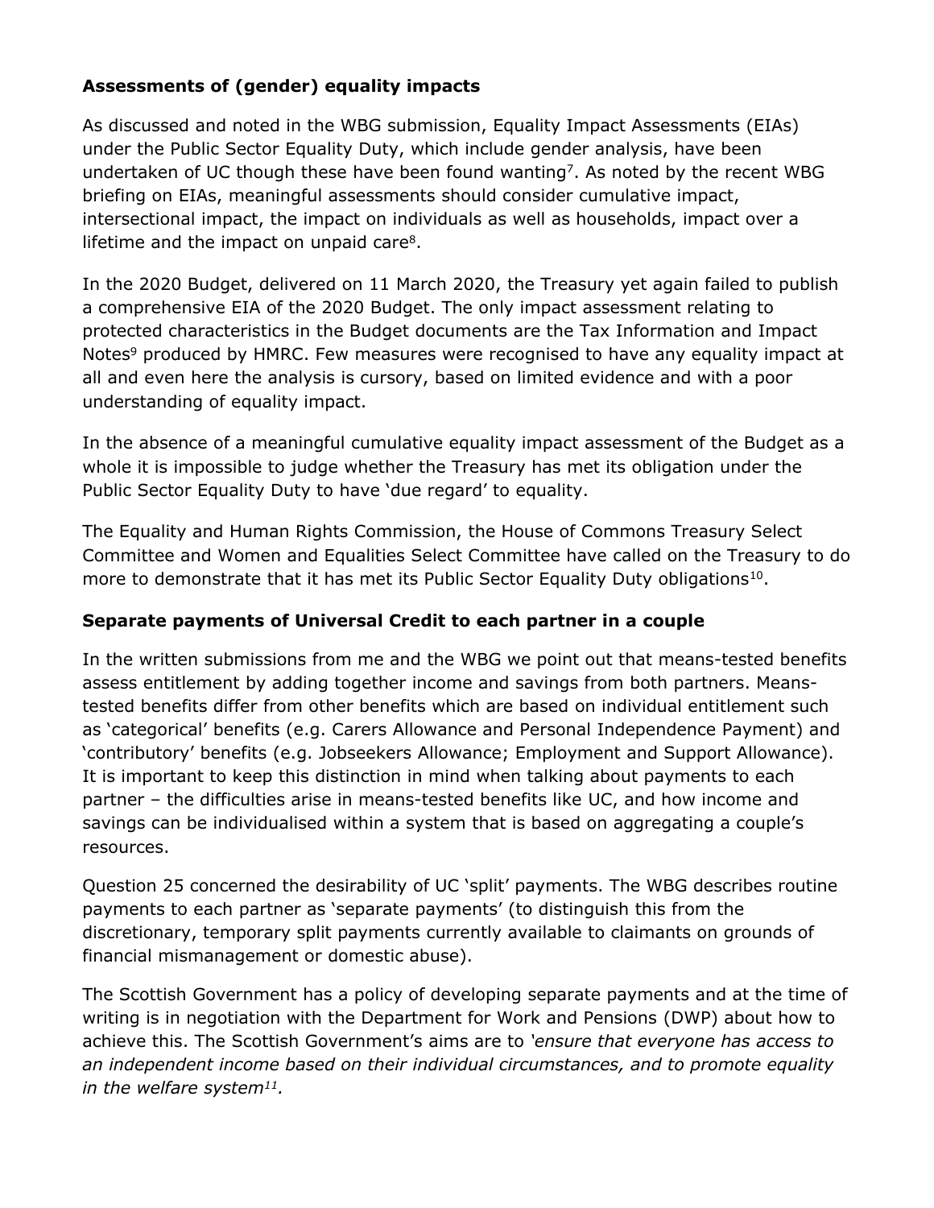**Assessments of (gender) equality impacts**

As discussed and noted in the WBG submission, Equality Impact Assessments (EIAs) under the Public Sector Equality Duty, which include gender analysis, have been undertaken of UC though these have been found wanting[7]. As noted by the recent WBG briefing on EIAs, meaningful assessments should consider cumulative impact, intersectional impact, the impact on individuals as well as households, impact over a lifetime and the impact on unpaid care[8].

In the 2020 Budget, delivered on 11 March 2020, the Treasury yet again failed to publish a comprehensive EIA of the 2020 Budget. The only impact assessment relating to protected characteristics in the Budget documents are the Tax Information and Impact Notes[9] produced by HMRC. Few measures were recognised to have any equality impact at all and even here the analysis is cursory, based on limited evidence and with a poor understanding of equality impact.

In the absence of a meaningful cumulative equality impact assessment of the Budget as a whole it is impossible to judge whether the Treasury has met its obligation under the Public Sector Equality Duty to have 'due regard' to equality.

The Equality and Human Rights Commission, the House of Commons Treasury Select Committee and Women and Equalities Select Committee have called on the Treasury to do more to demonstrate that it has met its Public Sector Equality Duty obligations[10].

**Separate payments of Universal Credit to each partner in a couple**

In the written submissions from me and the WBG we point out that means-tested benefits assess entitlement by adding together income and savings from both partners. Means-tested benefits differ from other benefits which are based on individual entitlement such as 'categorical' benefits (e.g. Carers Allowance and Personal Independence Payment) and 'contributory' benefits (e.g. Jobseekers Allowance; Employment and Support Allowance). It is important to keep this distinction in mind when talking about payments to each partner – the difficulties arise in means-tested benefits like UC, and how income and savings can be individualised within a system that is based on aggregating a couple's resources.

Question 25 concerned the desirability of UC 'split' payments. The WBG describes routine payments to each partner as 'separate payments' (to distinguish this from the discretionary, temporary split payments currently available to claimants on grounds of financial mismanagement or domestic abuse).

The Scottish Government has a policy of developing separate payments and at the time of writing is in negotiation with the Department for Work and Pensions (DWP) about how to achieve this. The Scottish Government's aims are to *'ensure that everyone has access to an independent income based on their individual circumstances, and to promote equality in the welfare system*[11]*.*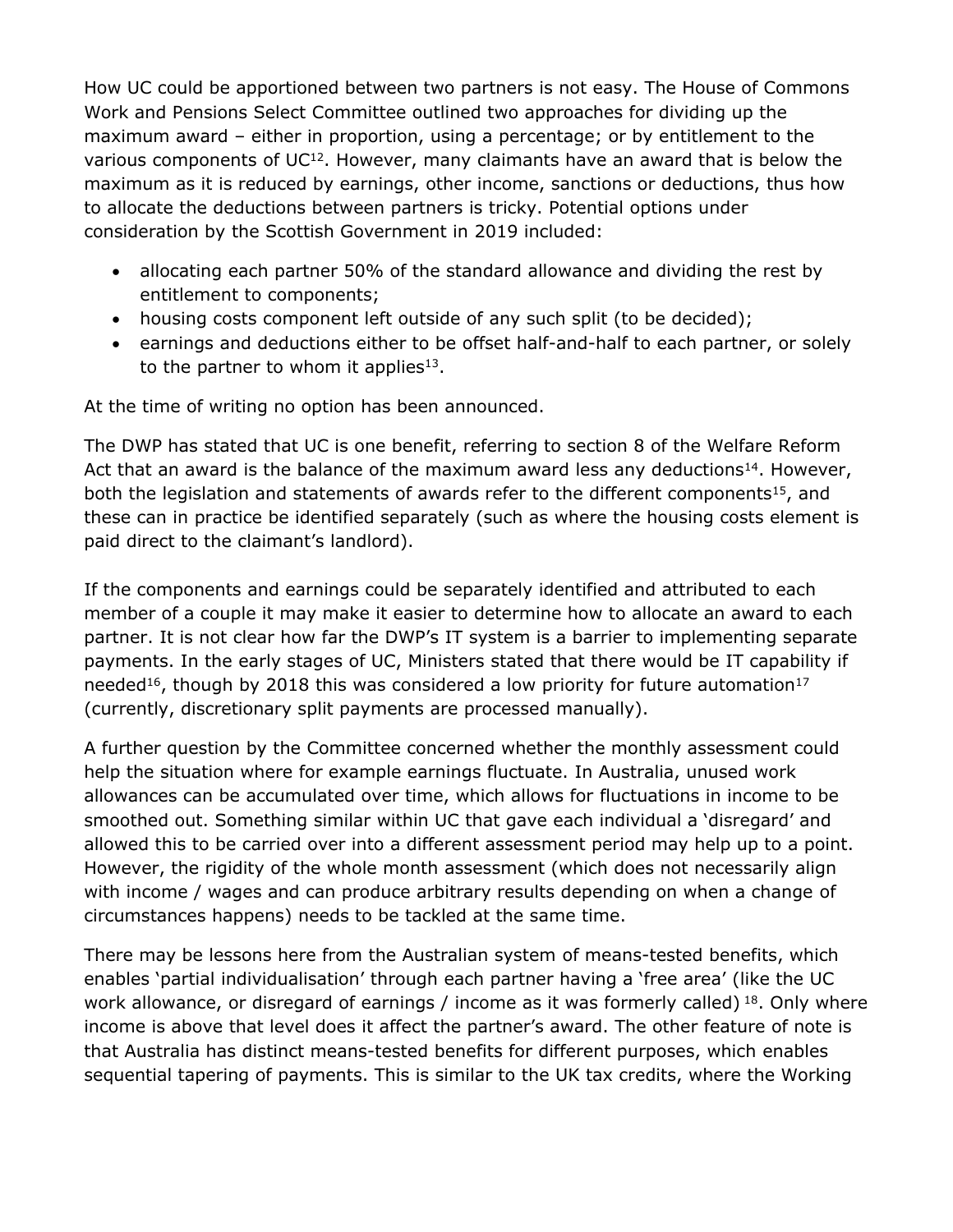How UC could be apportioned between two partners is not easy. The House of Commons Work and Pensions Select Committee outlined two approaches for dividing up the maximum award – either in proportion, using a percentage; or by entitlement to the various components of UC[12]. However, many claimants have an award that is below the maximum as it is reduced by earnings, other income, sanctions or deductions, thus how to allocate the deductions between partners is tricky. Potential options under consideration by the Scottish Government in 2019 included:

- allocating each partner 50% of the standard allowance and dividing the rest by entitlement to components;
- housing costs component left outside of any such split (to be decided);
- earnings and deductions either to be offset half-and-half to each partner, or solely to the partner to whom it applies[13].

At the time of writing no option has been announced.

The DWP has stated that UC is one benefit, referring to section 8 of the Welfare Reform Act that an award is the balance of the maximum award less any deductions[14]. However, both the legislation and statements of awards refer to the different components[15], and these can in practice be identified separately (such as where the housing costs element is paid direct to the claimant's landlord).

If the components and earnings could be separately identified and attributed to each member of a couple it may make it easier to determine how to allocate an award to each partner. It is not clear how far the DWP's IT system is a barrier to implementing separate payments. In the early stages of UC, Ministers stated that there would be IT capability if needed[16], though by 2018 this was considered a low priority for future automation[17] (currently, discretionary split payments are processed manually).

A further question by the Committee concerned whether the monthly assessment could help the situation where for example earnings fluctuate. In Australia, unused work allowances can be accumulated over time, which allows for fluctuations in income to be smoothed out. Something similar within UC that gave each individual a 'disregard' and allowed this to be carried over into a different assessment period may help up to a point. However, the rigidity of the whole month assessment (which does not necessarily align with income / wages and can produce arbitrary results depending on when a change of circumstances happens) needs to be tackled at the same time.

There may be lessons here from the Australian system of means-tested benefits, which enables 'partial individualisation' through each partner having a 'free area' (like the UC work allowance, or disregard of earnings / income as it was formerly called) [18]. Only where income is above that level does it affect the partner's award. The other feature of note is that Australia has distinct means-tested benefits for different purposes, which enables sequential tapering of payments. This is similar to the UK tax credits, where the Working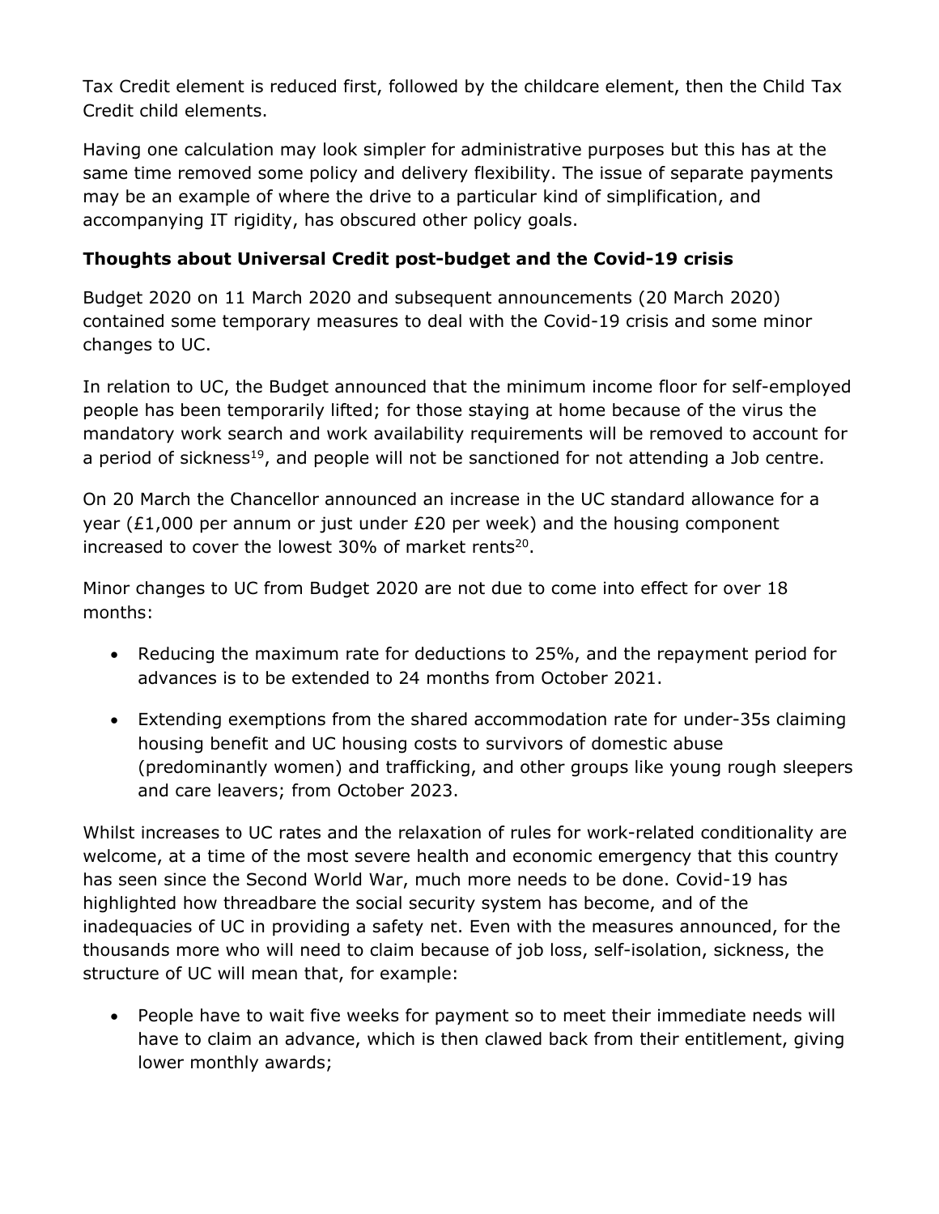Tax Credit element is reduced first, followed by the childcare element, then the Child Tax Credit child elements.

Having one calculation may look simpler for administrative purposes but this has at the same time removed some policy and delivery flexibility. The issue of separate payments may be an example of where the drive to a particular kind of simplification, and accompanying IT rigidity, has obscured other policy goals.

**Thoughts about Universal Credit post-budget and the Covid-19 crisis**

Budget 2020 on 11 March 2020 and subsequent announcements (20 March 2020) contained some temporary measures to deal with the Covid-19 crisis and some minor changes to UC.

In relation to UC, the Budget announced that the minimum income floor for self-employed people has been temporarily lifted; for those staying at home because of the virus the mandatory work search and work availability requirements will be removed to account for a period of sickness[19], and people will not be sanctioned for not attending a Job centre.

On 20 March the Chancellor announced an increase in the UC standard allowance for a year (£1,000 per annum or just under £20 per week) and the housing component increased to cover the lowest 30% of market rents[20].

Minor changes to UC from Budget 2020 are not due to come into effect for over 18 months:

- Reducing the maximum rate for deductions to 25%, and the repayment period for advances is to be extended to 24 months from October 2021.
- Extending exemptions from the shared accommodation rate for under-35s claiming housing benefit and UC housing costs to survivors of domestic abuse (predominantly women) and trafficking, and other groups like young rough sleepers and care leavers; from October 2023.

Whilst increases to UC rates and the relaxation of rules for work-related conditionality are welcome, at a time of the most severe health and economic emergency that this country has seen since the Second World War, much more needs to be done. Covid-19 has highlighted how threadbare the social security system has become, and of the inadequacies of UC in providing a safety net. Even with the measures announced, for the thousands more who will need to claim because of job loss, self-isolation, sickness, the structure of UC will mean that, for example:

- People have to wait five weeks for payment so to meet their immediate needs will have to claim an advance, which is then clawed back from their entitlement, giving lower monthly awards;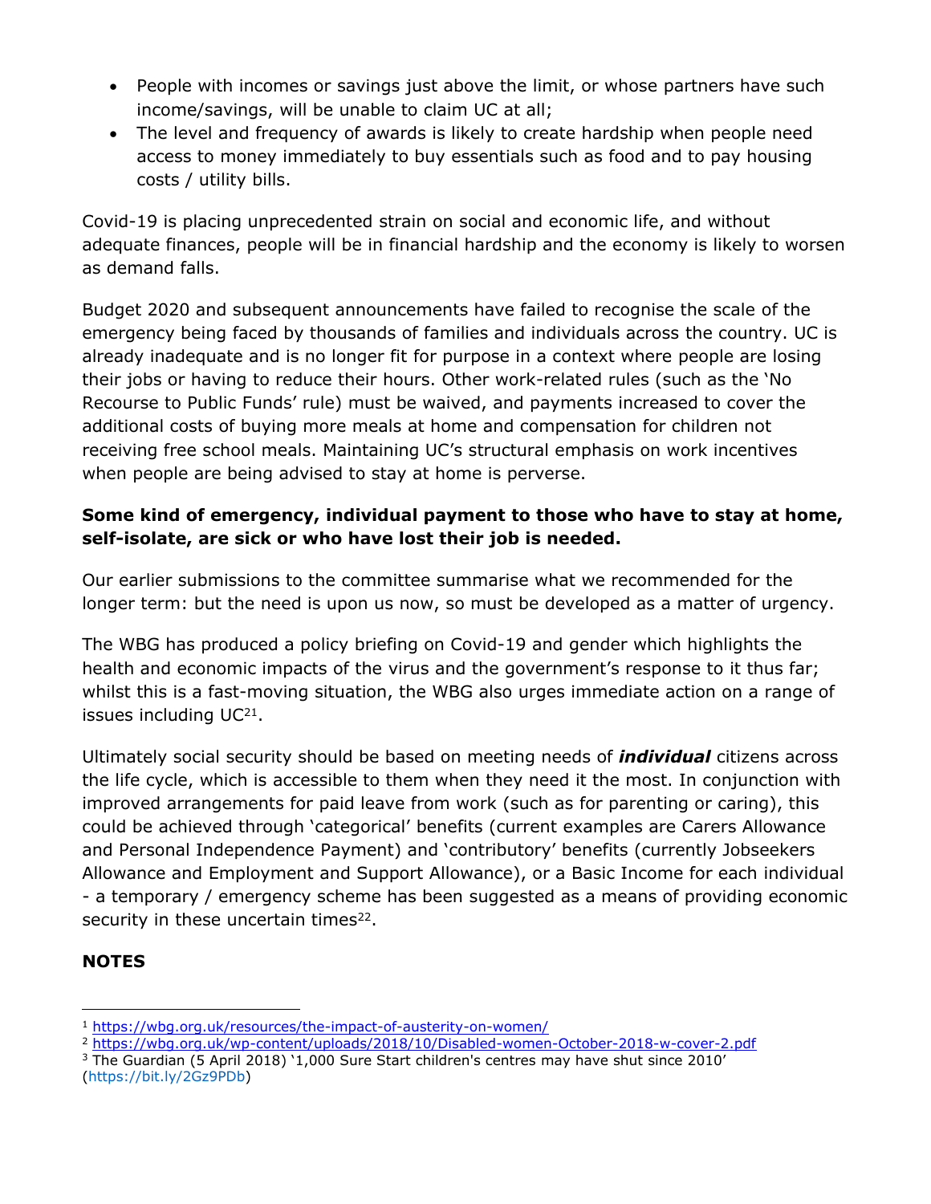- People with incomes or savings just above the limit, or whose partners have such income/savings, will be unable to claim UC at all;
- The level and frequency of awards is likely to create hardship when people need access to money immediately to buy essentials such as food and to pay housing costs / utility bills.

Covid-19 is placing unprecedented strain on social and economic life, and without adequate finances, people will be in financial hardship and the economy is likely to worsen as demand falls.

Budget 2020 and subsequent announcements have failed to recognise the scale of the emergency being faced by thousands of families and individuals across the country. UC is already inadequate and is no longer fit for purpose in a context where people are losing their jobs or having to reduce their hours. Other work-related rules (such as the 'No Recourse to Public Funds' rule) must be waived, and payments increased to cover the additional costs of buying more meals at home and compensation for children not receiving free school meals. Maintaining UC's structural emphasis on work incentives when people are being advised to stay at home is perverse.

**Some kind of emergency, individual payment to those who have to stay at home, self-isolate, are sick or who have lost their job is needed.**

Our earlier submissions to the committee summarise what we recommended for the longer term: but the need is upon us now, so must be developed as a matter of urgency.

The WBG has produced a policy briefing on Covid-19 and gender which highlights the health and economic impacts of the virus and the government's response to it thus far; whilst this is a fast-moving situation, the WBG also urges immediate action on a range of issues including UC[21].

Ultimately social security should be based on meeting needs of ***individual*** citizens across the life cycle, which is accessible to them when they need it the most. In conjunction with improved arrangements for paid leave from work (such as for parenting or caring), this could be achieved through 'categorical' benefits (current examples are Carers Allowance and Personal Independence Payment) and 'contributory' benefits (currently Jobseekers Allowance and Employment and Support Allowance), or a Basic Income for each individual - a temporary / emergency scheme has been suggested as a means of providing economic security in these uncertain times[22].

**NOTES**

[1] https://wbg.org.uk/resources/the-impact-of-austerity-on-women/

[2] https://wbg.org.uk/wp-content/uploads/2018/10/Disabled-women-October-2018-w-cover-2.pdf

[3] The Guardian (5 April 2018) '1,000 Sure Start children's centres may have shut since 2010' (https://bit.ly/2Gz9PDb)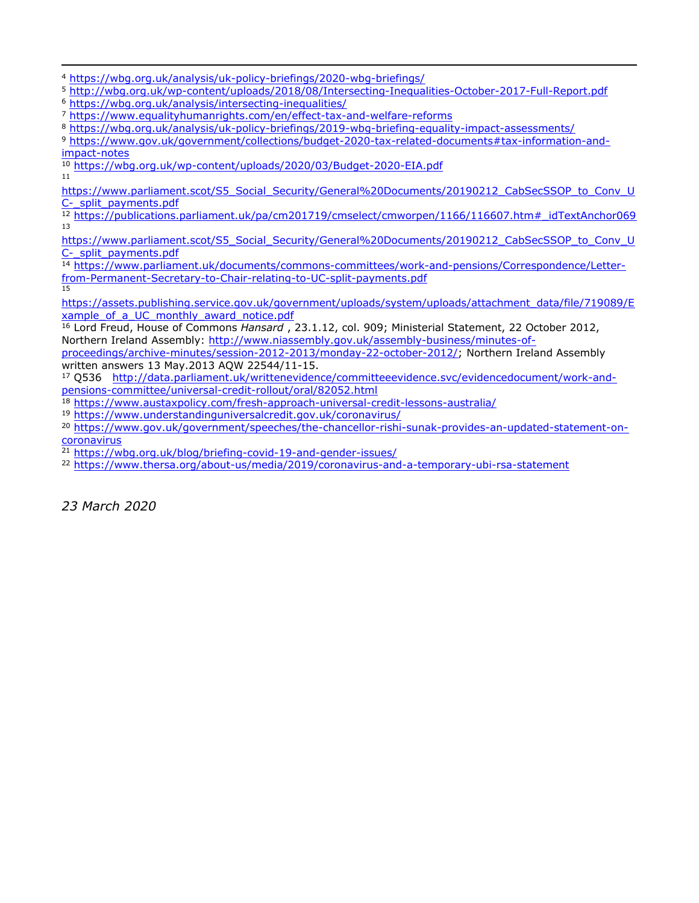[4] https://wbg.org.uk/analysis/uk-policy-briefings/2020-wbg-briefings/

[5] http://wbg.org.uk/wp-content/uploads/2018/08/Intersecting-Inequalities-October-2017-Full-Report.pdf

[6] https://wbg.org.uk/analysis/intersecting-inequalities/

[7] https://www.equalityhumanrights.com/en/effect-tax-and-welfare-reforms

[8] https://wbg.org.uk/analysis/uk-policy-briefings/2019-wbg-briefing-equality-impact-assessments/

[9] https://www.gov.uk/government/collections/budget-2020-tax-related-documents#tax-information-and-impact-notes

[10] https://wbg.org.uk/wp-content/uploads/2020/03/Budget-2020-EIA.pdf

[11] https://www.parliament.scot/S5_Social_Security/General%20Documents/20190212_CabSecSSOP_to_Conv_UC-_split_payments.pdf

[12] https://publications.parliament.uk/pa/cm201719/cmselect/cmworpen/1166/116607.htm#_idTextAnchor069

[13] https://www.parliament.scot/S5_Social_Security/General%20Documents/20190212_CabSecSSOP_to_Conv_UC-_split_payments.pdf

[14] https://www.parliament.uk/documents/commons-committees/work-and-pensions/Correspondence/Letter-from-Permanent-Secretary-to-Chair-relating-to-UC-split-payments.pdf

[15] https://assets.publishing.service.gov.uk/government/uploads/system/uploads/attachment_data/file/719089/Example_of_a_UC_monthly_award_notice.pdf

[16] Lord Freud, House of Commons *Hansard* , 23.1.12, col. 909; Ministerial Statement, 22 October 2012, Northern Ireland Assembly: http://www.niassembly.gov.uk/assembly-business/minutes-of-proceedings/archive-minutes/session-2012-2013/monday-22-october-2012/; Northern Ireland Assembly written answers 13 May.2013 AQW 22544/11-15.

[17] Q536 http://data.parliament.uk/writtenevidence/committeeevidence.svc/evidencedocument/work-and-pensions-committee/universal-credit-rollout/oral/82052.html

[18] https://www.austaxpolicy.com/fresh-approach-universal-credit-lessons-australia/

[19] https://www.understandinguniversalcredit.gov.uk/coronavirus/

[20] https://www.gov.uk/government/speeches/the-chancellor-rishi-sunak-provides-an-updated-statement-on-coronavirus

[21] https://wbg.org.uk/blog/briefing-covid-19-and-gender-issues/

[22] https://www.thersa.org/about-us/media/2019/coronavirus-and-a-temporary-ubi-rsa-statement

*23 March 2020*